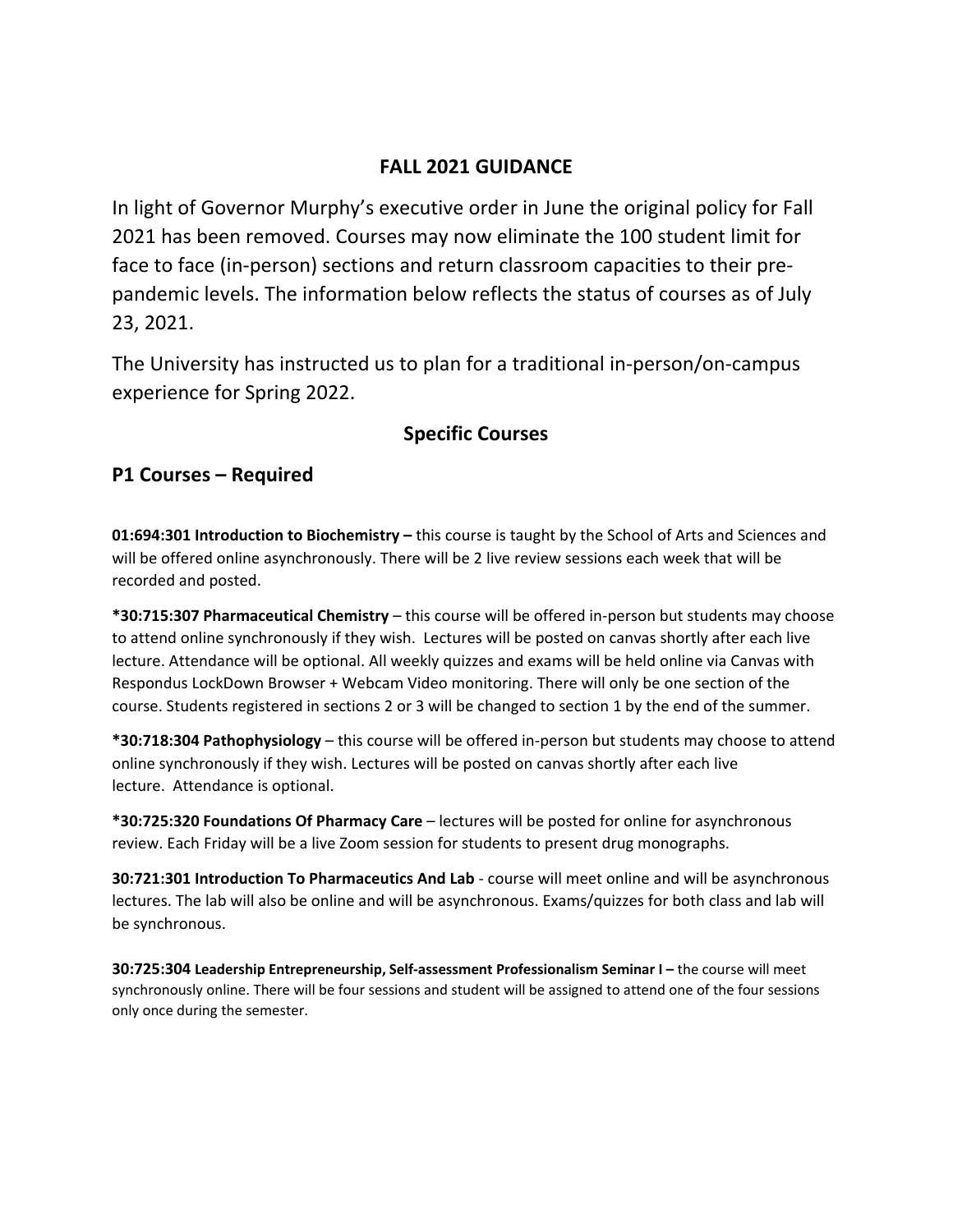## FALL 2021 GUIDANCE

In light of Governor Murphy's executive order in June the original policy for Fall 2021 has been removed. Courses may now eliminate the 100 student limit for face to face (in-person) sections and return classroom capacities to their pre-pandemic levels. The information below reflects the status of courses as of July 23, 2021.

The University has instructed us to plan for a traditional in-person/on-campus experience for Spring 2022.

### Specific Courses

### P1 Courses – Required

**01:694:301 Introduction to Biochemistry –** this course is taught by the School of Arts and Sciences and will be offered online asynchronously. There will be 2 live review sessions each week that will be recorded and posted.

**\*30:715:307 Pharmaceutical Chemistry** – this course will be offered in-person but students may choose to attend online synchronously if they wish. Lectures will be posted on canvas shortly after each live lecture. Attendance will be optional. All weekly quizzes and exams will be held online via Canvas with Respondus LockDown Browser + Webcam Video monitoring. There will only be one section of the course. Students registered in sections 2 or 3 will be changed to section 1 by the end of the summer.

**\*30:718:304 Pathophysiology** – this course will be offered in-person but students may choose to attend online synchronously if they wish. Lectures will be posted on canvas shortly after each live lecture. Attendance is optional.

**\*30:725:320 Foundations Of Pharmacy Care** – lectures will be posted for online for asynchronous review. Each Friday will be a live Zoom session for students to present drug monographs.

**30:721:301 Introduction To Pharmaceutics And Lab** - course will meet online and will be asynchronous lectures. The lab will also be online and will be asynchronous. Exams/quizzes for both class and lab will be synchronous.

**30:725:304 Leadership Entrepreneurship, Self-assessment Professionalism Seminar I –** the course will meet synchronously online. There will be four sessions and student will be assigned to attend one of the four sessions only once during the semester.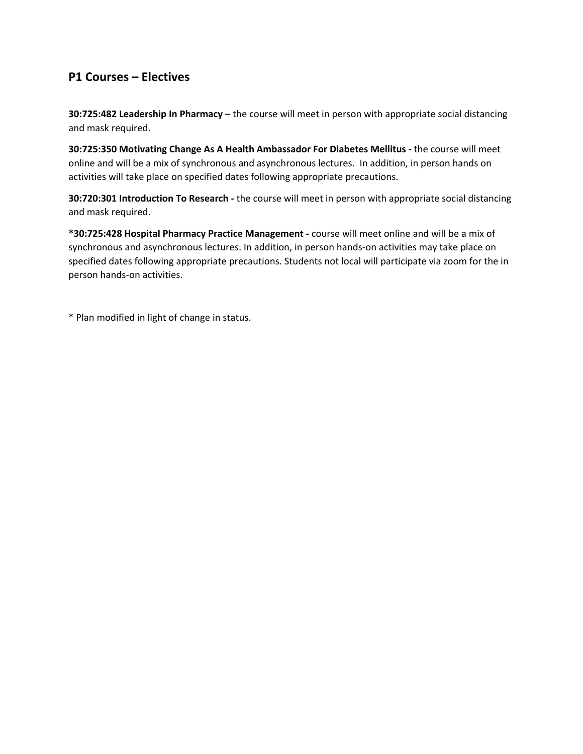## P1 Courses – Electives

**30:725:482 Leadership In Pharmacy** – the course will meet in person with appropriate social distancing and mask required.

**30:725:350 Motivating Change As A Health Ambassador For Diabetes Mellitus -** the course will meet online and will be a mix of synchronous and asynchronous lectures.  In addition, in person hands on activities will take place on specified dates following appropriate precautions.

**30:720:301 Introduction To Research -** the course will meet in person with appropriate social distancing and mask required.

***30:725:428 Hospital Pharmacy Practice Management -** course will meet online and will be a mix of synchronous and asynchronous lectures. In addition, in person hands-on activities may take place on specified dates following appropriate precautions. Students not local will participate via zoom for the in person hands-on activities.

* Plan modified in light of change in status.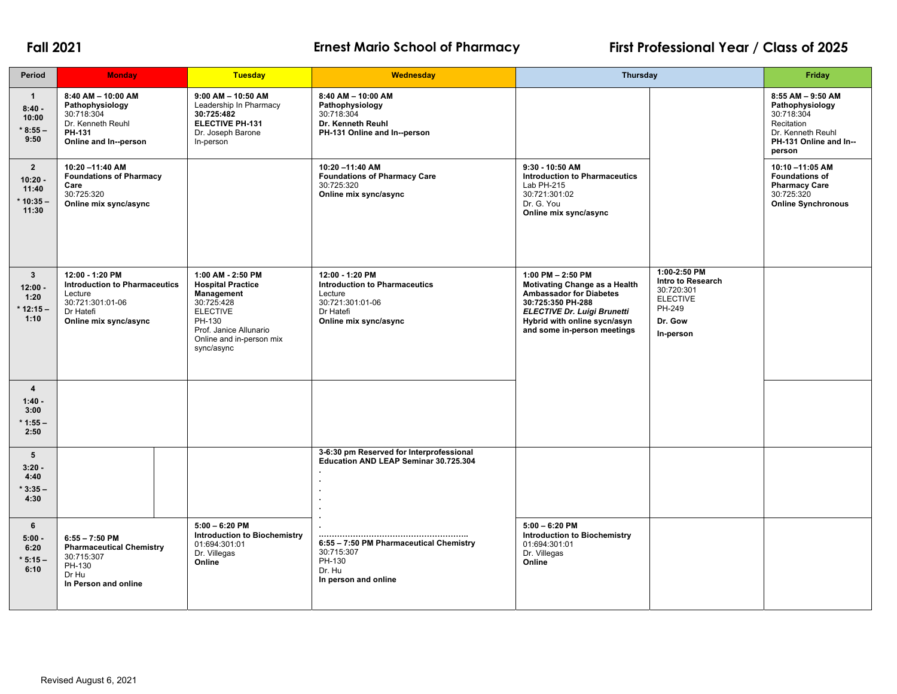**Fall 2021** **Ernest Mario School of Pharmacy** **First Professional Year / Class of 2025**

| Period | Monday | Tuesday | Wednesday | Thursday | | Friday |
|---|---|---|---|---|---|---|
| **1** **8:40 - 10:00** **\* 8:55 – 9:50** | **8:40 AM – 10:00 AM** **Pathophysiology** 30:718:304 Dr. Kenneth Reuhl **PH-131** **Online and In--person** | **9:00 AM – 10:50 AM** Leadership In Pharmacy **30:725:482** **ELECTIVE PH-131** Dr. Joseph Barone In-person | **8:40 AM – 10:00 AM** **Pathophysiology** 30:718:304 **Dr. Kenneth Reuhl** **PH-131 Online and In--person** | | | **8:55 AM – 9:50 AM** **Pathophysiology** 30:718:304 Recitation Dr. Kenneth Reuhl **PH-131 Online and In--person** |
| **2** **10:20 - 11:40** **\* 10:35 – 11:30** | **10:20 –11:40 AM** **Foundations of Pharmacy Care** 30:725:320 **Online mix sync/async** | | **10:20 –11:40 AM** **Foundations of Pharmacy Care** 30:725:320 **Online mix sync/async** | **9:30 - 10:50 AM** **Introduction to Pharmaceutics** Lab PH-215 30:721:301:02 Dr. G. You **Online mix sync/async** | | **10:10 –11:05 AM** **Foundations of Pharmacy Care** 30:725:320 **Online Synchronous** |
| **3** **12:00 - 1:20** **\* 12:15 – 1:10** | **12:00 - 1:20 PM** **Introduction to Pharmaceutics** Lecture 30:721:301:01-06 Dr Hatefi **Online mix sync/async** | **1:00 AM - 2:50 PM** **Hospital Practice Management** 30:725:428 ELECTIVE PH-130 Prof. Janice Allunario Online and in-person mix sync/async | **12:00 - 1:20 PM** **Introduction to Pharmaceutics** Lecture 30:721:301:01-06 Dr Hatefi **Online mix sync/async** | **1:00 PM – 2:50 PM** **Motivating Change as a Health Ambassador for Diabetes** **30:725:350 PH-288** ***ELECTIVE Dr. Luigi Brunetti*** **Hybrid with online sycn/asyn and some in-person meetings** | **1:00-2:50 PM** **Intro to Research** 30:720:301 ELECTIVE PH-249 **Dr. Gow** **In-person** | |
| **4** **1:40 - 3:00** **\* 1:55 – 2:50** | | | | | | |
| **5** **3:20 - 4:40** **\* 3:35 – 4:30** | | | **3-6:30 pm Reserved for Interprofessional Education AND LEAP Seminar 30.725.304** . . . . . . . | | | |
| **6** **5:00 - 6:20** **\* 5:15 – 6:10** | **6:55 – 7:50 PM** **Pharmaceutical Chemistry** 30:715:307 PH-130 Dr Hu **In Person and online** | **5:00 – 6:20 PM** **Introduction to Biochemistry** 01:694:301:01 Dr. Villegas **Online** | ……………………………………………….. **6:55 – 7:50 PM Pharmaceutical Chemistry** 30:715:307 PH-130 Dr. Hu **In person and online** | **5:00 – 6:20 PM** **Introduction to Biochemistry** 01:694:301:01 Dr. Villegas **Online** | | |

Revised August 6, 2021